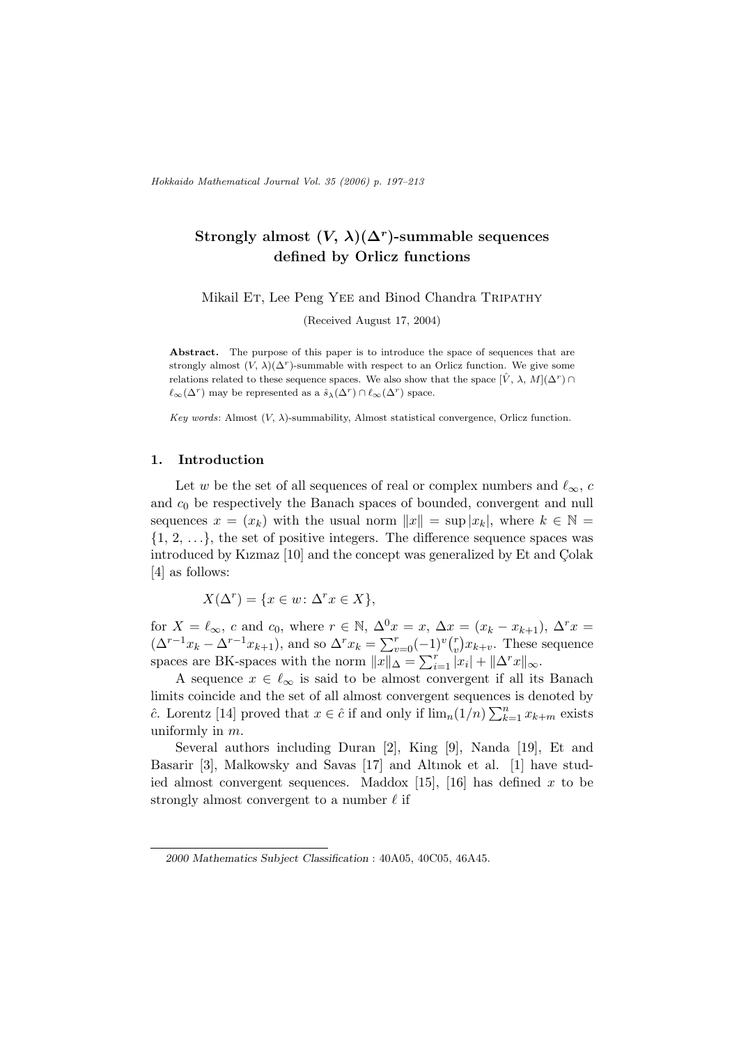# Strongly almost $(V, \lambda)(\Delta^r)$-summable sequences defined by Orlicz functions

Mikail Et, Lee Peng Yee and Binod Chandra Tripathy

(Received August 17, 2004)

**Abstract.** The purpose of this paper is to introduce the space of sequences that are strongly almost $(V, \lambda)(\Delta^r)$-summable with respect to an Orlicz function. We give some relations related to these sequence spaces. We also show that the space $[\hat{V}, \lambda, M](\Delta^r) \cap \ell_\infty(\Delta^r)$ may be represented as a $\hat{s}_\lambda(\Delta^r) \cap \ell_\infty(\Delta^r)$ space.

*Key words*: Almost $(V, \lambda)$-summability, Almost statistical convergence, Orlicz function.

## 1. Introduction

Let $w$ be the set of all sequences of real or complex numbers and $\ell_\infty$, $c$ and $c_0$ be respectively the Banach spaces of bounded, convergent and null sequences $x = (x_k)$ with the usual norm $\|x\| = \sup |x_k|$, where $k \in \mathbb{N} = \{1, 2, \ldots\}$, the set of positive integers. The difference sequence spaces was introduced by Kızmaz [10] and the concept was generalized by Et and Çolak [4] as follows:

$$X(\Delta^r) = \{x \in w \colon \Delta^r x \in X\},$$

for $X = \ell_\infty$, $c$ and $c_0$, where $r \in \mathbb{N}$, $\Delta^0 x = x$, $\Delta x = (x_k - x_{k+1})$, $\Delta^r x = (\Delta^{r-1} x_k - \Delta^{r-1} x_{k+1})$, and so $\Delta^r x_k = \sum_{v=0}^{r} (-1)^v \binom{r}{v} x_{k+v}$. These sequence spaces are BK-spaces with the norm $\|x\|_\Delta = \sum_{i=1}^{r} |x_i| + \|\Delta^r x\|_\infty$.

A sequence $x \in \ell_\infty$ is said to be almost convergent if all its Banach limits coincide and the set of all almost convergent sequences is denoted by $\hat{c}$. Lorentz [14] proved that $x \in \hat{c}$ if and only if $\lim_n (1/n) \sum_{k=1}^{n} x_{k+m}$ exists uniformly in $m$.

Several authors including Duran [2], King [9], Nanda [19], Et and Basarir [3], Malkowsky and Savas [17] and Altınok et al. [1] have studied almost convergent sequences. Maddox [15], [16] has defined $x$ to be strongly almost convergent to a number $\ell$ if

---

*2000 Mathematics Subject Classification* : 40A05, 40C05, 46A45.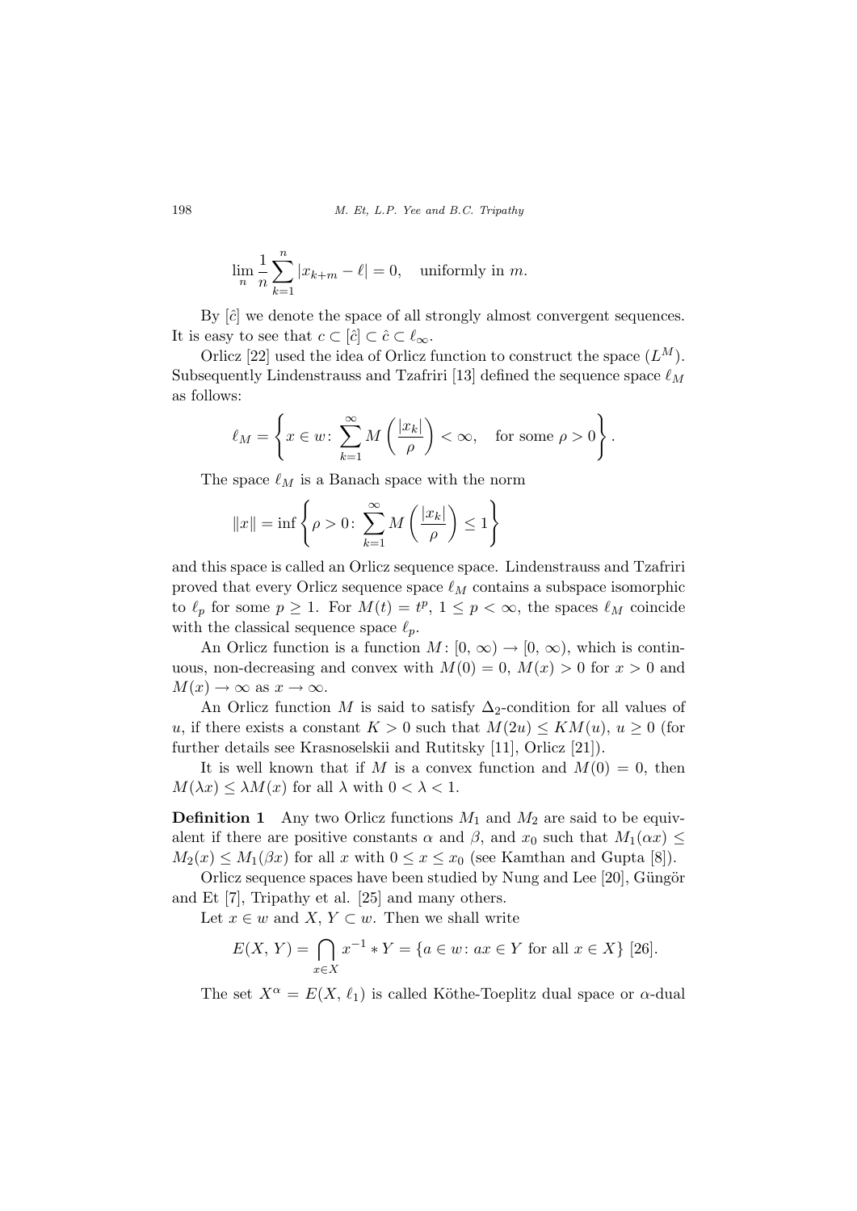$$\lim_n \frac{1}{n} \sum_{k=1}^{n} |x_{k+m} - \ell| = 0, \quad \text{uniformly in } m.$$

By $[\hat{c}]$ we denote the space of all strongly almost convergent sequences. It is easy to see that $c \subset [\hat{c}] \subset \hat{c} \subset \ell_\infty$.

Orlicz [22] used the idea of Orlicz function to construct the space $(L^M)$. Subsequently Lindenstrauss and Tzafriri [13] defined the sequence space $\ell_M$ as follows:

$$\ell_M = \left\{ x \in w \colon \sum_{k=1}^{\infty} M\left(\frac{|x_k|}{\rho}\right) < \infty, \quad \text{for some } \rho > 0 \right\}.$$

The space $\ell_M$ is a Banach space with the norm

$$\|x\| = \inf \left\{ \rho > 0 \colon \sum_{k=1}^{\infty} M\left(\frac{|x_k|}{\rho}\right) \leq 1 \right\}$$

and this space is called an Orlicz sequence space. Lindenstrauss and Tzafriri proved that every Orlicz sequence space $\ell_M$ contains a subspace isomorphic to $\ell_p$ for some $p \geq 1$. For $M(t) = t^p$, $1 \leq p < \infty$, the spaces $\ell_M$ coincide with the classical sequence space $\ell_p$.

An Orlicz function is a function $M \colon [0, \infty) \to [0, \infty)$, which is continuous, non-decreasing and convex with $M(0) = 0$, $M(x) > 0$ for $x > 0$ and $M(x) \to \infty$ as $x \to \infty$.

An Orlicz function $M$ is said to satisfy $\Delta_2$-condition for all values of $u$, if there exists a constant $K > 0$ such that $M(2u) \leq KM(u)$, $u \geq 0$ (for further details see Krasnoselskii and Rutitsky [11], Orlicz [21]).

It is well known that if $M$ is a convex function and $M(0) = 0$, then $M(\lambda x) \leq \lambda M(x)$ for all $\lambda$ with $0 < \lambda < 1$.

**Definition 1** Any two Orlicz functions $M_1$ and $M_2$ are said to be equivalent if there are positive constants $\alpha$ and $\beta$, and $x_0$ such that $M_1(\alpha x) \leq M_2(x) \leq M_1(\beta x)$ for all $x$ with $0 \leq x \leq x_0$ (see Kamthan and Gupta [8]).

Orlicz sequence spaces have been studied by Nung and Lee [20], Güngör and Et [7], Tripathy et al. [25] and many others.

Let $x \in w$ and $X, Y \subset w$. Then we shall write

$$E(X, Y) = \bigcap_{x \in X} x^{-1} * Y = \{a \in w \colon ax \in Y \text{ for all } x \in X\} \text{ [26]}.$$

The set $X^\alpha = E(X, \ell_1)$ is called Köthe-Toeplitz dual space or $\alpha$-dual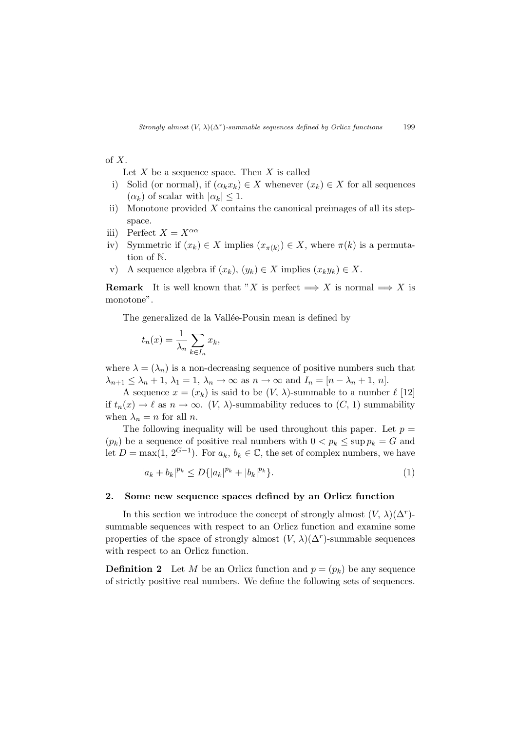of $X$.

Let $X$ be a sequence space. Then $X$ is called

i) Solid (or normal), if $(\alpha_k x_k) \in X$ whenever $(x_k) \in X$ for all sequences $(\alpha_k)$ of scalar with $|\alpha_k| \leq 1$.

ii) Monotone provided $X$ contains the canonical preimages of all its step-space.

iii) Perfect $X = X^{\alpha\alpha}$

iv) Symmetric if $(x_k) \in X$ implies $(x_{\pi(k)}) \in X$, where $\pi(k)$ is a permutation of $\mathbb{N}$.

v) A sequence algebra if $(x_k)$, $(y_k) \in X$ implies $(x_k y_k) \in X$.

**Remark** It is well known that "$X$ is perfect $\Longrightarrow$ $X$ is normal $\Longrightarrow$ $X$ is monotone".

The generalized de la Vallée-Pousin mean is defined by

$$t_n(x) = \frac{1}{\lambda_n} \sum_{k \in I_n} x_k,$$

where $\lambda = (\lambda_n)$ is a non-decreasing sequence of positive numbers such that $\lambda_{n+1} \leq \lambda_n + 1$, $\lambda_1 = 1$, $\lambda_n \to \infty$ as $n \to \infty$ and $I_n = [n - \lambda_n + 1,\, n]$.

A sequence $x = (x_k)$ is said to be $(V, \lambda)$-summable to a number $\ell$ [12] if $t_n(x) \to \ell$ as $n \to \infty$. $(V, \lambda)$-summability reduces to $(C, 1)$ summability when $\lambda_n = n$ for all $n$.

The following inequality will be used throughout this paper. Let $p = (p_k)$ be a sequence of positive real numbers with $0 < p_k \leq \sup p_k = G$ and let $D = \max(1, 2^{G-1})$. For $a_k$, $b_k \in \mathbb{C}$, the set of complex numbers, we have

$$|a_k + b_k|^{p_k} \leq D\{|a_k|^{p_k} + |b_k|^{p_k}\}. \tag{1}$$

## 2. Some new sequence spaces defined by an Orlicz function

In this section we introduce the concept of strongly almost $(V, \lambda)(\Delta^r)$-summable sequences with respect to an Orlicz function and examine some properties of the space of strongly almost $(V, \lambda)(\Delta^r)$-summable sequences with respect to an Orlicz function.

**Definition 2** Let $M$ be an Orlicz function and $p = (p_k)$ be any sequence of strictly positive real numbers. We define the following sets of sequences.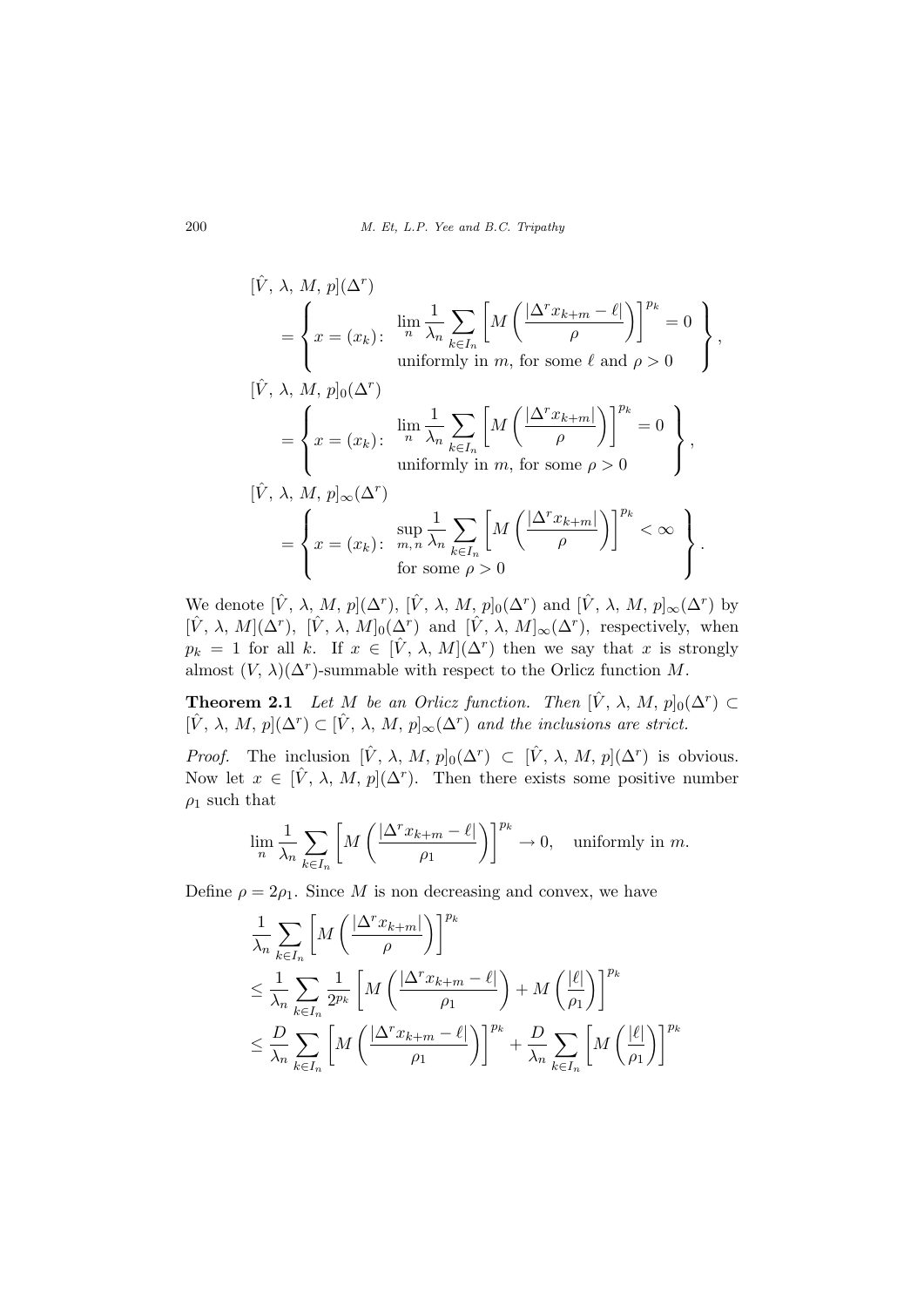$$[\hat{V},\, \lambda,\, M,\, p](\Delta^r) = \left\{ x = (x_k) \colon \begin{array}{l} \lim\limits_n \dfrac{1}{\lambda_n} \displaystyle\sum_{k \in I_n} \left[ M\left( \dfrac{|\Delta^r x_{k+m} - \ell|}{\rho} \right) \right]^{p_k} = 0 \\ \text{uniformly in } m, \text{ for some } \ell \text{ and } \rho > 0 \end{array} \right\},$$

$$[\hat{V},\, \lambda,\, M,\, p]_0(\Delta^r) = \left\{ x = (x_k) \colon \begin{array}{l} \lim\limits_n \dfrac{1}{\lambda_n} \displaystyle\sum_{k \in I_n} \left[ M\left( \dfrac{|\Delta^r x_{k+m}|}{\rho} \right) \right]^{p_k} = 0 \\ \text{uniformly in } m, \text{ for some } \rho > 0 \end{array} \right\},$$

$$[\hat{V},\, \lambda,\, M,\, p]_\infty(\Delta^r) = \left\{ x = (x_k) \colon \begin{array}{l} \sup\limits_{m,\, n} \dfrac{1}{\lambda_n} \displaystyle\sum_{k \in I_n} \left[ M\left( \dfrac{|\Delta^r x_{k+m}|}{\rho} \right) \right]^{p_k} < \infty \\ \text{for some } \rho > 0 \end{array} \right\}.$$

We denote $[\hat{V},\, \lambda,\, M,\, p](\Delta^r)$, $[\hat{V},\, \lambda,\, M,\, p]_0(\Delta^r)$ and $[\hat{V},\, \lambda,\, M,\, p]_\infty(\Delta^r)$ by $[\hat{V},\, \lambda,\, M](\Delta^r)$, $[\hat{V},\, \lambda,\, M]_0(\Delta^r)$ and $[\hat{V},\, \lambda,\, M]_\infty(\Delta^r)$, respectively, when $p_k = 1$ for all $k$. If $x \in [\hat{V},\, \lambda,\, M](\Delta^r)$ then we say that $x$ is strongly almost $(V,\, \lambda)(\Delta^r)$-summable with respect to the Orlicz function $M$.

**Theorem 2.1** *Let $M$ be an Orlicz function. Then $[\hat{V},\, \lambda,\, M,\, p]_0(\Delta^r) \subset [\hat{V},\, \lambda,\, M,\, p](\Delta^r) \subset [\hat{V},\, \lambda,\, M,\, p]_\infty(\Delta^r)$ and the inclusions are strict.*

*Proof.* The inclusion $[\hat{V},\, \lambda,\, M,\, p]_0(\Delta^r) \subset [\hat{V},\, \lambda,\, M,\, p](\Delta^r)$ is obvious. Now let $x \in [\hat{V},\, \lambda,\, M,\, p](\Delta^r)$. Then there exists some positive number $\rho_1$ such that

$$\lim_n \frac{1}{\lambda_n} \sum_{k \in I_n} \left[ M\left( \frac{|\Delta^r x_{k+m} - \ell|}{\rho_1} \right) \right]^{p_k} \to 0, \quad \text{uniformly in } m.$$

Define $\rho = 2\rho_1$. Since $M$ is non decreasing and convex, we have

$$\begin{aligned}
&\frac{1}{\lambda_n} \sum_{k \in I_n} \left[ M\left( \frac{|\Delta^r x_{k+m}|}{\rho} \right) \right]^{p_k} \\
&\leq \frac{1}{\lambda_n} \sum_{k \in I_n} \frac{1}{2^{p_k}} \left[ M\left( \frac{|\Delta^r x_{k+m} - \ell|}{\rho_1} \right) + M\left( \frac{|\ell|}{\rho_1} \right) \right]^{p_k} \\
&\leq \frac{D}{\lambda_n} \sum_{k \in I_n} \left[ M\left( \frac{|\Delta^r x_{k+m} - \ell|}{\rho_1} \right) \right]^{p_k} + \frac{D}{\lambda_n} \sum_{k \in I_n} \left[ M\left( \frac{|\ell|}{\rho_1} \right) \right]^{p_k}
\end{aligned}$$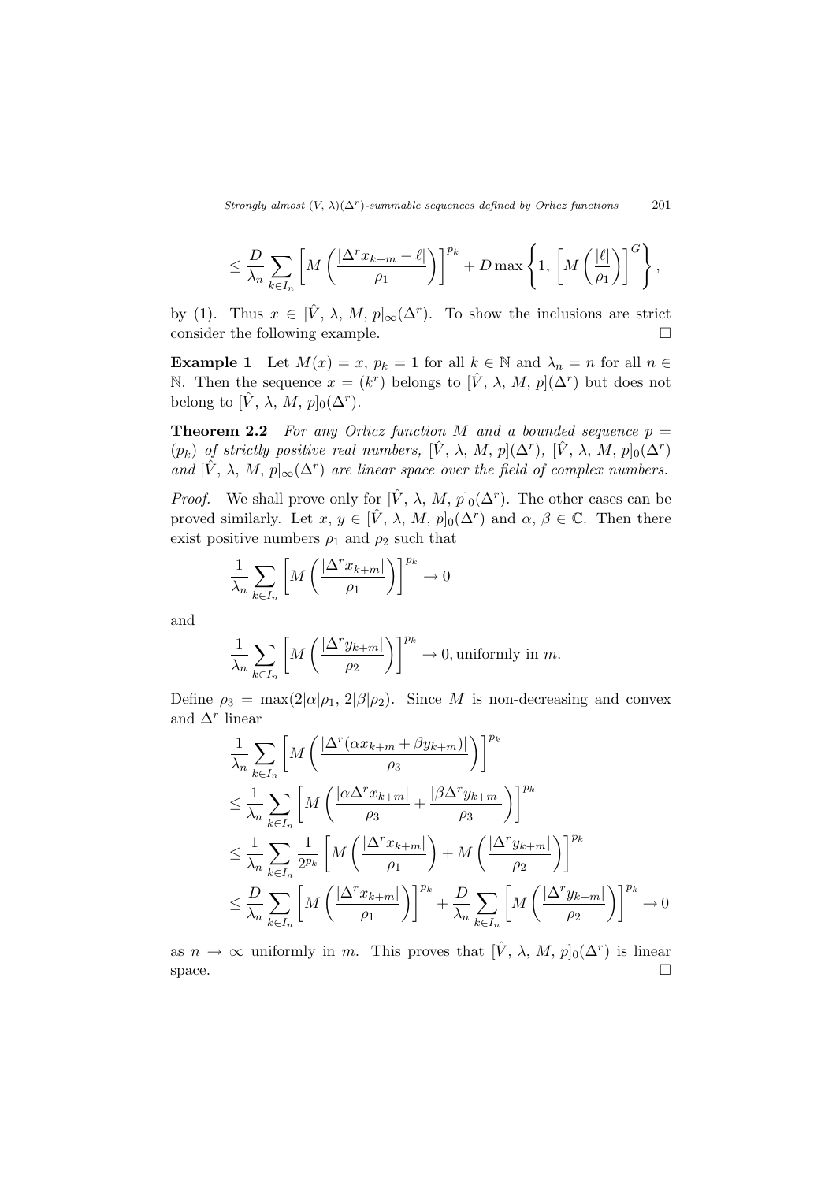$$\leq \frac{D}{\lambda_n} \sum_{k \in I_n} \left[ M\left( \frac{|\Delta^r x_{k+m} - \ell|}{\rho_1} \right) \right]^{p_k} + D \max \left\{ 1, \left[ M\left( \frac{|\ell|}{\rho_1} \right) \right]^G \right\},$$

by (1). Thus $x \in [\hat{V}, \lambda, M, p]_\infty(\Delta^r)$. To show the inclusions are strict consider the following example. □

**Example 1** Let $M(x) = x$, $p_k = 1$ for all $k \in \mathbb{N}$ and $\lambda_n = n$ for all $n \in \mathbb{N}$. Then the sequence $x = (k^r)$ belongs to $[\hat{V}, \lambda, M, p](\Delta^r)$ but does not belong to $[\hat{V}, \lambda, M, p]_0(\Delta^r)$.

**Theorem 2.2** *For any Orlicz function $M$ and a bounded sequence $p = (p_k)$ of strictly positive real numbers, $[\hat{V}, \lambda, M, p](\Delta^r)$, $[\hat{V}, \lambda, M, p]_0(\Delta^r)$ and $[\hat{V}, \lambda, M, p]_\infty(\Delta^r)$ are linear space over the field of complex numbers.*

*Proof.* We shall prove only for $[\hat{V}, \lambda, M, p]_0(\Delta^r)$. The other cases can be proved similarly. Let $x, y \in [\hat{V}, \lambda, M, p]_0(\Delta^r)$ and $\alpha, \beta \in \mathbb{C}$. Then there exist positive numbers $\rho_1$ and $\rho_2$ such that

$$\frac{1}{\lambda_n} \sum_{k \in I_n} \left[ M\left( \frac{|\Delta^r x_{k+m}|}{\rho_1} \right) \right]^{p_k} \to 0$$

and

$$\frac{1}{\lambda_n} \sum_{k \in I_n} \left[ M\left( \frac{|\Delta^r y_{k+m}|}{\rho_2} \right) \right]^{p_k} \to 0, \text{uniformly in } m.$$

Define $\rho_3 = \max(2|\alpha|\rho_1, 2|\beta|\rho_2)$. Since $M$ is non-decreasing and convex and $\Delta^r$ linear

$$\begin{aligned}
&\frac{1}{\lambda_n} \sum_{k \in I_n} \left[ M\left( \frac{|\Delta^r(\alpha x_{k+m} + \beta y_{k+m})|}{\rho_3} \right) \right]^{p_k} \\
&\leq \frac{1}{\lambda_n} \sum_{k \in I_n} \left[ M\left( \frac{|\alpha \Delta^r x_{k+m}|}{\rho_3} + \frac{|\beta \Delta^r y_{k+m}|}{\rho_3} \right) \right]^{p_k} \\
&\leq \frac{1}{\lambda_n} \sum_{k \in I_n} \frac{1}{2^{p_k}} \left[ M\left( \frac{|\Delta^r x_{k+m}|}{\rho_1} \right) + M\left( \frac{|\Delta^r y_{k+m}|}{\rho_2} \right) \right]^{p_k} \\
&\leq \frac{D}{\lambda_n} \sum_{k \in I_n} \left[ M\left( \frac{|\Delta^r x_{k+m}|}{\rho_1} \right) \right]^{p_k} + \frac{D}{\lambda_n} \sum_{k \in I_n} \left[ M\left( \frac{|\Delta^r y_{k+m}|}{\rho_2} \right) \right]^{p_k} \to 0
\end{aligned}$$

as $n \to \infty$ uniformly in $m$. This proves that $[\hat{V}, \lambda, M, p]_0(\Delta^r)$ is linear space. □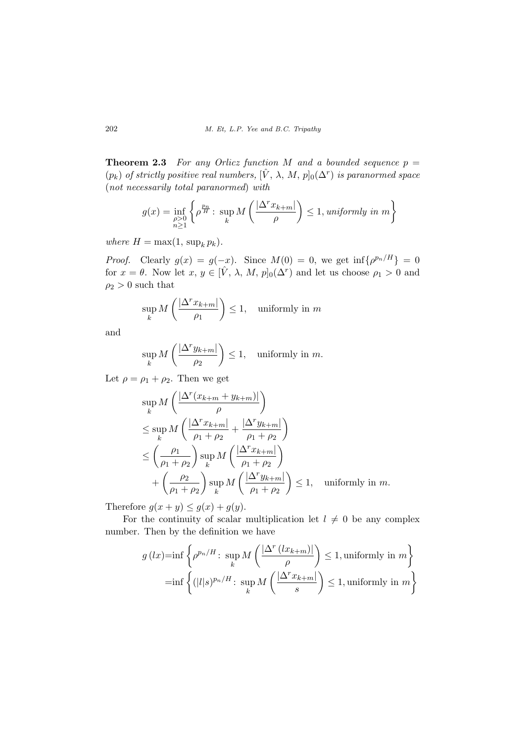**Theorem 2.3** *For any Orlicz function $M$ and a bounded sequence $p = (p_k)$ of strictly positive real numbers, $[\hat{V},\, \lambda,\, M,\, p]_0(\Delta^r)$ is paranormed space (not necessarily total paranormed) with*

$$g(x) = \inf_{\substack{\rho>0 \\ n\geq 1}} \left\{ \rho^{\frac{p_n}{H}} \colon \sup_k M\left( \frac{|\Delta^r x_{k+m}|}{\rho} \right) \leq 1, \textit{uniformly in } m \right\}$$

*where $H = \max(1, \sup_k p_k)$.*

*Proof.* Clearly $g(x) = g(-x)$. Since $M(0) = 0$, we get $\inf\{\rho^{p_n/H}\} = 0$ for $x = \theta$. Now let $x,\, y \in [\hat{V},\, \lambda,\, M,\, p]_0(\Delta^r)$ and let us choose $\rho_1 > 0$ and $\rho_2 > 0$ such that

$$\sup_k M\left( \frac{|\Delta^r x_{k+m}|}{\rho_1} \right) \leq 1, \quad \text{uniformly in } m$$

and

$$\sup_k M\left( \frac{|\Delta^r y_{k+m}|}{\rho_2} \right) \leq 1, \quad \text{uniformly in } m.$$

Let $\rho = \rho_1 + \rho_2$. Then we get

$$\begin{aligned}
&\sup_k M\left( \frac{|\Delta^r (x_{k+m} + y_{k+m})|}{\rho} \right) \\
&\leq \sup_k M\left( \frac{|\Delta^r x_{k+m}|}{\rho_1 + \rho_2} + \frac{|\Delta^r y_{k+m}|}{\rho_1 + \rho_2} \right) \\
&\leq \left( \frac{\rho_1}{\rho_1 + \rho_2} \right) \sup_k M\left( \frac{|\Delta^r x_{k+m}|}{\rho_1 + \rho_2} \right) \\
&\quad + \left( \frac{\rho_2}{\rho_1 + \rho_2} \right) \sup_k M\left( \frac{|\Delta^r y_{k+m}|}{\rho_1 + \rho_2} \right) \leq 1, \quad \text{uniformly in } m.
\end{aligned}$$

Therefore $g(x + y) \leq g(x) + g(y)$.

For the continuity of scalar multiplication let $l \neq 0$ be any complex number. Then by the definition we have

$$\begin{aligned}
g\,(lx) &= \inf \left\{ \rho^{p_n/H} \colon \sup_k M\left( \frac{|\Delta^r\,(lx_{k+m})|}{\rho} \right) \leq 1, \text{uniformly in } m \right\} \\
&= \inf \left\{ (|l|s)^{p_n/H} \colon \sup_k M\left( \frac{|\Delta^r x_{k+m}|}{s} \right) \leq 1, \text{uniformly in } m \right\}
\end{aligned}$$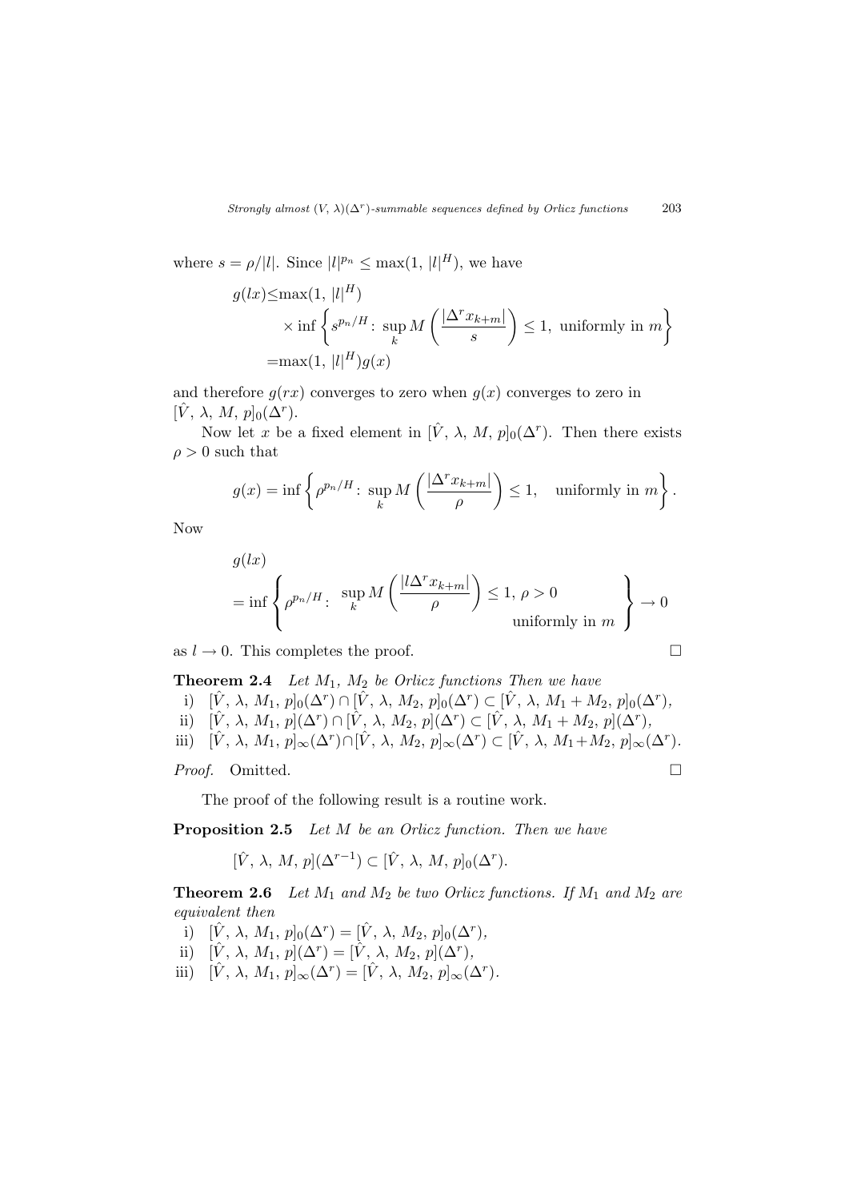where $s = \rho/|l|$. Since $|l|^{p_n} \le \max(1, |l|^H)$, we have

$$
\begin{aligned}
g(lx) \le & \max(1, |l|^H) \\
& \times \inf\left\{ s^{p_n/H} \colon \sup_k M\left(\frac{|\Delta^r x_{k+m}|}{s}\right) \le 1, \text{ uniformly in } m \right\} \\
= & \max(1, |l|^H) g(x)
\end{aligned}
$$

and therefore $g(rx)$ converges to zero when $g(x)$ converges to zero in $[\hat{V}, \lambda, M, p]_0(\Delta^r)$.

Now let $x$ be a fixed element in $[\hat{V}, \lambda, M, p]_0(\Delta^r)$. Then there exists $\rho > 0$ such that

$$
g(x) = \inf\left\{ \rho^{p_n/H} \colon \sup_k M\left(\frac{|\Delta^r x_{k+m}|}{\rho}\right) \le 1, \quad \text{uniformly in } m \right\}.
$$

Now

$$
\begin{aligned}
& g(lx) \\
& = \inf\left\{ \rho^{p_n/H} \colon \sup_k M\left(\frac{|l\Delta^r x_{k+m}|}{\rho}\right) \le 1, \rho > 0 \quad \text{uniformly in } m \right\} \to 0
\end{aligned}
$$

as $l \to 0$. This completes the proof. $\square$

**Theorem 2.4** *Let $M_1$, $M_2$ be Orlicz functions Then we have*

i) $[\hat{V}, \lambda, M_1, p]_0(\Delta^r) \cap [\hat{V}, \lambda, M_2, p]_0(\Delta^r) \subset [\hat{V}, \lambda, M_1 + M_2, p]_0(\Delta^r)$,

ii) $[\hat{V}, \lambda, M_1, p](\Delta^r) \cap [\hat{V}, \lambda, M_2, p](\Delta^r) \subset [\hat{V}, \lambda, M_1 + M_2, p](\Delta^r)$,

iii) $[\hat{V}, \lambda, M_1, p]_\infty(\Delta^r) \cap [\hat{V}, \lambda, M_2, p]_\infty(\Delta^r) \subset [\hat{V}, \lambda, M_1 + M_2, p]_\infty(\Delta^r)$.

*Proof.* Omitted. $\square$

The proof of the following result is a routine work.

**Proposition 2.5** *Let $M$ be an Orlicz function. Then we have*

$$
[\hat{V}, \lambda, M, p](\Delta^{r-1}) \subset [\hat{V}, \lambda, M, p]_0(\Delta^r).
$$

**Theorem 2.6** *Let $M_1$ and $M_2$ be two Orlicz functions. If $M_1$ and $M_2$ are equivalent then*

i) $[\hat{V}, \lambda, M_1, p]_0(\Delta^r) = [\hat{V}, \lambda, M_2, p]_0(\Delta^r)$,

ii) $[\hat{V}, \lambda, M_1, p](\Delta^r) = [\hat{V}, \lambda, M_2, p](\Delta^r)$,

iii) $[\hat{V}, \lambda, M_1, p]_\infty(\Delta^r) = [\hat{V}, \lambda, M_2, p]_\infty(\Delta^r)$.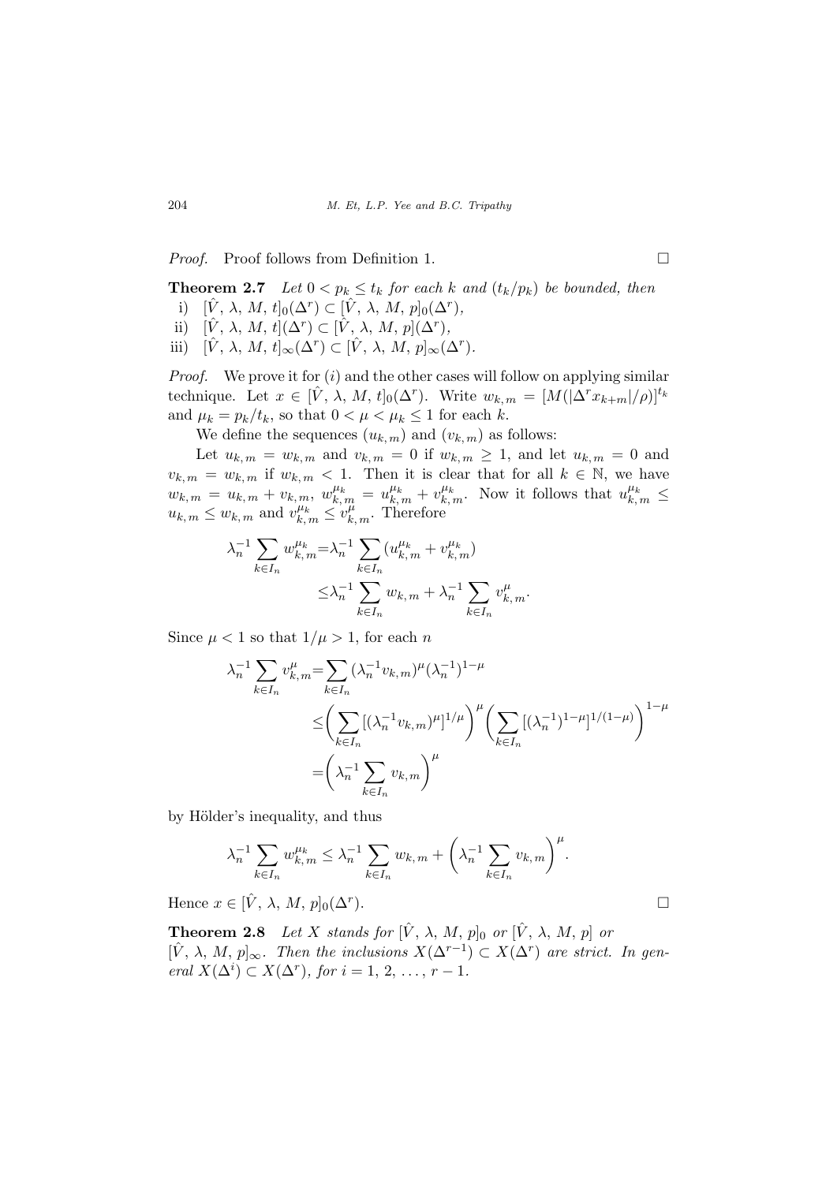*Proof.* Proof follows from Definition 1. □

**Theorem 2.7** *Let $0 < p_k \le t_k$ for each $k$ and $(t_k/p_k)$ be bounded, then*

i) $[\hat{V}, \lambda, M, t]_0(\Delta^r) \subset [\hat{V}, \lambda, M, p]_0(\Delta^r)$,

ii) $[\hat{V}, \lambda, M, t](\Delta^r) \subset [\hat{V}, \lambda, M, p](\Delta^r)$,

iii) $[\hat{V}, \lambda, M, t]_\infty(\Delta^r) \subset [\hat{V}, \lambda, M, p]_\infty(\Delta^r)$.

*Proof.* We prove it for $(i)$ and the other cases will follow on applying similar technique. Let $x \in [\hat{V}, \lambda, M, t]_0(\Delta^r)$. Write $w_{k,m} = [M(|\Delta^r x_{k+m}|/\rho)]^{t_k}$ and $\mu_k = p_k/t_k$, so that $0 < \mu < \mu_k \le 1$ for each $k$.

We define the sequences $(u_{k,m})$ and $(v_{k,m})$ as follows:

Let $u_{k,m} = w_{k,m}$ and $v_{k,m} = 0$ if $w_{k,m} \ge 1$, and let $u_{k,m} = 0$ and $v_{k,m} = w_{k,m}$ if $w_{k,m} < 1$. Then it is clear that for all $k \in \mathbb{N}$, we have $w_{k,m} = u_{k,m} + v_{k,m}$, $w_{k,m}^{\mu_k} = u_{k,m}^{\mu_k} + v_{k,m}^{\mu_k}$. Now it follows that $u_{k,m}^{\mu_k} \le u_{k,m} \le w_{k,m}$ and $v_{k,m}^{\mu_k} \le v_{k,m}^{\mu}$. Therefore

$$
\begin{aligned}
\lambda_n^{-1} \sum_{k \in I_n} w_{k,m}^{\mu_k} &= \lambda_n^{-1} \sum_{k \in I_n} (u_{k,m}^{\mu_k} + v_{k,m}^{\mu_k}) \\
&\le \lambda_n^{-1} \sum_{k \in I_n} w_{k,m} + \lambda_n^{-1} \sum_{k \in I_n} v_{k,m}^{\mu}.
\end{aligned}
$$

Since $\mu < 1$ so that $1/\mu > 1$, for each $n$

$$
\begin{aligned}
\lambda_n^{-1} \sum_{k \in I_n} v_{k,m}^{\mu} &= \sum_{k \in I_n} (\lambda_n^{-1} v_{k,m})^{\mu} (\lambda_n^{-1})^{1-\mu} \\
&\le \left( \sum_{k \in I_n} [(\lambda_n^{-1} v_{k,m})^{\mu}]^{1/\mu} \right)^{\mu} \left( \sum_{k \in I_n} [(\lambda_n^{-1})^{1-\mu}]^{1/(1-\mu)} \right)^{1-\mu} \\
&= \left( \lambda_n^{-1} \sum_{k \in I_n} v_{k,m} \right)^{\mu}
\end{aligned}
$$

by Hölder's inequality, and thus

$$
\lambda_n^{-1} \sum_{k \in I_n} w_{k,m}^{\mu_k} \le \lambda_n^{-1} \sum_{k \in I_n} w_{k,m} + \left( \lambda_n^{-1} \sum_{k \in I_n} v_{k,m} \right)^{\mu}.
$$

Hence $x \in [\hat{V}, \lambda, M, p]_0(\Delta^r)$. □

**Theorem 2.8** *Let $X$ stands for $[\hat{V}, \lambda, M, p]_0$ or $[\hat{V}, \lambda, M, p]$ or $[\hat{V}, \lambda, M, p]_\infty$. Then the inclusions $X(\Delta^{r-1}) \subset X(\Delta^r)$ are strict. In general $X(\Delta^i) \subset X(\Delta^r)$, for $i = 1, 2, \ldots, r-1$.*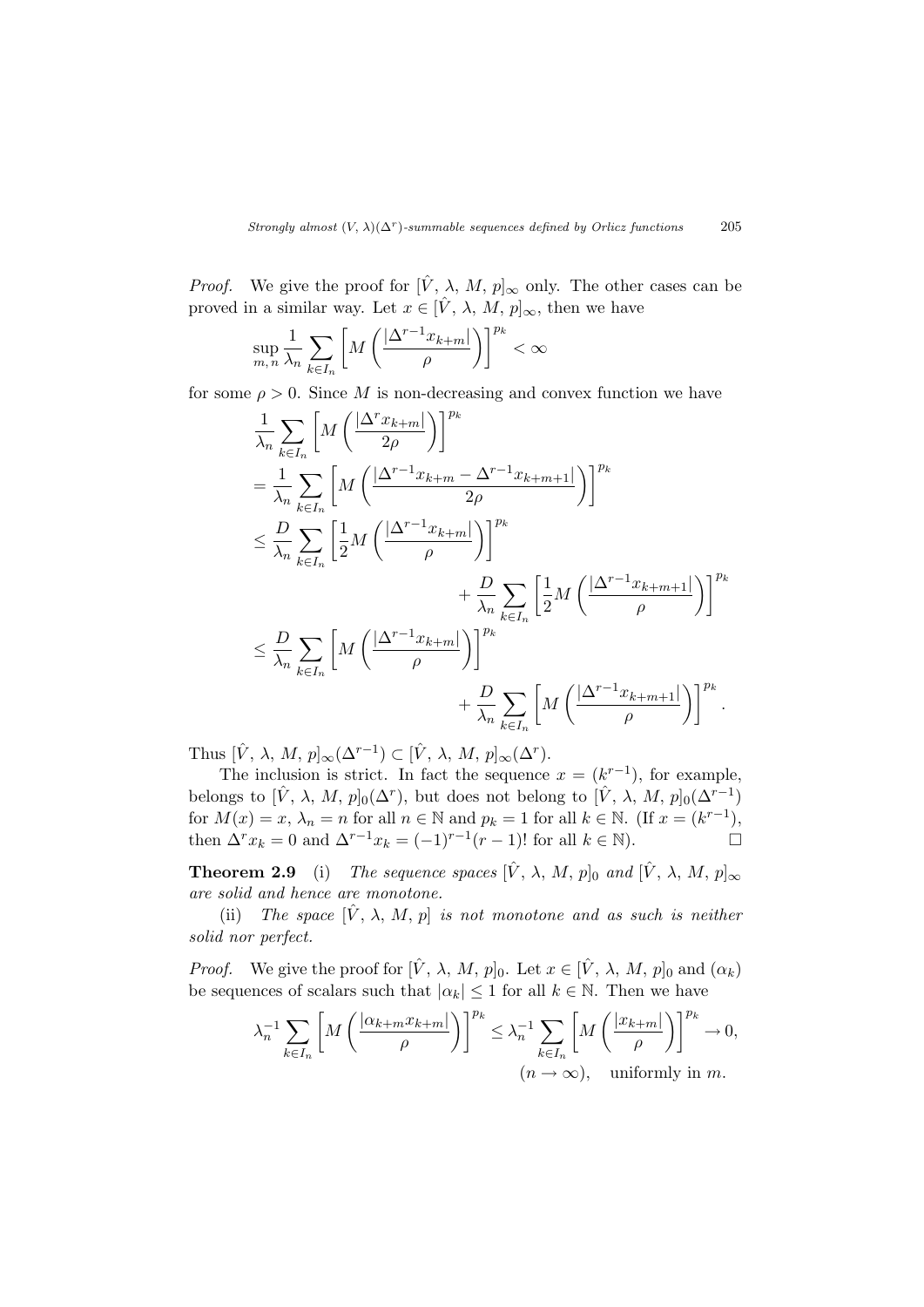*Proof.* We give the proof for $[\hat{V}, \lambda, M, p]_\infty$ only. The other cases can be proved in a similar way. Let $x \in [\hat{V}, \lambda, M, p]_\infty$, then we have

$$\sup_{m,n} \frac{1}{\lambda_n} \sum_{k \in I_n} \left[ M\left( \frac{|\Delta^{r-1} x_{k+m}|}{\rho} \right) \right]^{p_k} < \infty$$

for some $\rho > 0$. Since $M$ is non-decreasing and convex function we have

$$\begin{aligned}
&\frac{1}{\lambda_n} \sum_{k \in I_n} \left[ M\left( \frac{|\Delta^r x_{k+m}|}{2\rho} \right) \right]^{p_k} \\
&= \frac{1}{\lambda_n} \sum_{k \in I_n} \left[ M\left( \frac{|\Delta^{r-1} x_{k+m} - \Delta^{r-1} x_{k+m+1}|}{2\rho} \right) \right]^{p_k} \\
&\leq \frac{D}{\lambda_n} \sum_{k \in I_n} \left[ \frac{1}{2} M\left( \frac{|\Delta^{r-1} x_{k+m}|}{\rho} \right) \right]^{p_k} \\
&\qquad\qquad + \frac{D}{\lambda_n} \sum_{k \in I_n} \left[ \frac{1}{2} M\left( \frac{|\Delta^{r-1} x_{k+m+1}|}{\rho} \right) \right]^{p_k} \\
&\leq \frac{D}{\lambda_n} \sum_{k \in I_n} \left[ M\left( \frac{|\Delta^{r-1} x_{k+m}|}{\rho} \right) \right]^{p_k} \\
&\qquad\qquad + \frac{D}{\lambda_n} \sum_{k \in I_n} \left[ M\left( \frac{|\Delta^{r-1} x_{k+m+1}|}{\rho} \right) \right]^{p_k}.
\end{aligned}$$

Thus $[\hat{V}, \lambda, M, p]_\infty(\Delta^{r-1}) \subset [\hat{V}, \lambda, M, p]_\infty(\Delta^r)$.

The inclusion is strict. In fact the sequence $x = (k^{r-1})$, for example, belongs to $[\hat{V}, \lambda, M, p]_0(\Delta^r)$, but does not belong to $[\hat{V}, \lambda, M, p]_0(\Delta^{r-1})$ for $M(x) = x$, $\lambda_n = n$ for all $n \in \mathbb{N}$ and $p_k = 1$ for all $k \in \mathbb{N}$. (If $x = (k^{r-1})$, then $\Delta^r x_k = 0$ and $\Delta^{r-1} x_k = (-1)^{r-1}(r-1)!$ for all $k \in \mathbb{N}$). □

**Theorem 2.9** (i) *The sequence spaces $[\hat{V}, \lambda, M, p]_0$ and $[\hat{V}, \lambda, M, p]_\infty$ are solid and hence are monotone.*

(ii) *The space $[\hat{V}, \lambda, M, p]$ is not monotone and as such is neither solid nor perfect.*

*Proof.* We give the proof for $[\hat{V}, \lambda, M, p]_0$. Let $x \in [\hat{V}, \lambda, M, p]_0$ and $(\alpha_k)$ be sequences of scalars such that $|\alpha_k| \leq 1$ for all $k \in \mathbb{N}$. Then we have

$$\lambda_n^{-1} \sum_{k \in I_n} \left[ M\left( \frac{|\alpha_{k+m} x_{k+m}|}{\rho} \right) \right]^{p_k} \leq \lambda_n^{-1} \sum_{k \in I_n} \left[ M\left( \frac{|x_{k+m}|}{\rho} \right) \right]^{p_k} \to 0,$$
$$(n \to \infty), \quad \text{uniformly in } m.$$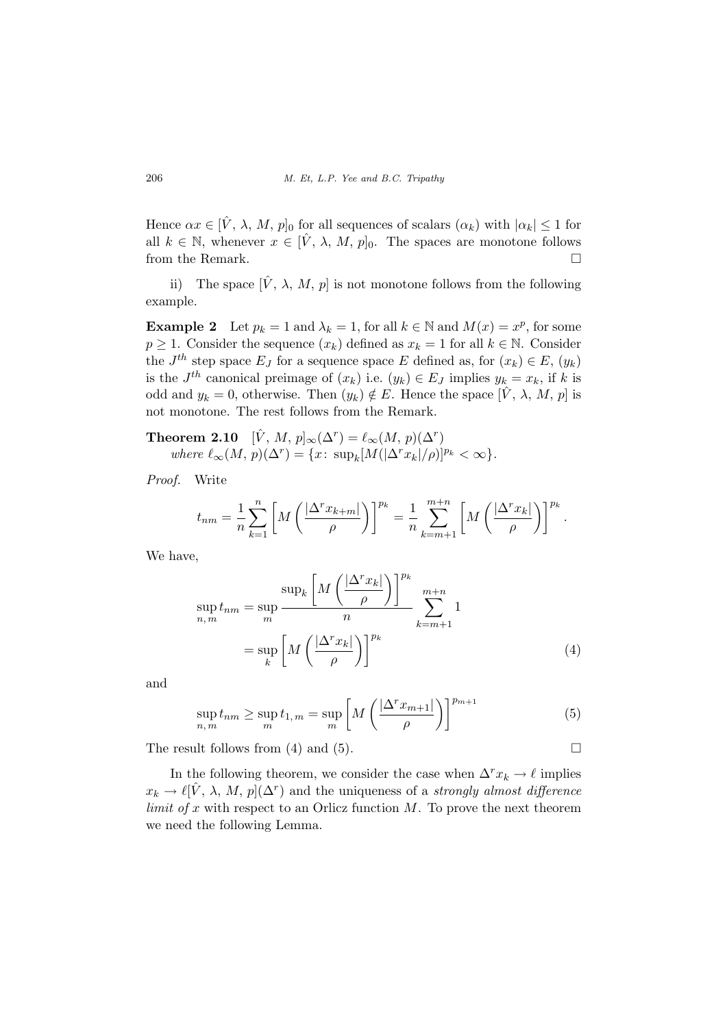Hence $\alpha x \in [\hat{V},\, \lambda,\, M,\, p]_0$ for all sequences of scalars $(\alpha_k)$ with $|\alpha_k| \leq 1$ for all $k \in \mathbb{N}$, whenever $x \in [\hat{V},\, \lambda,\, M,\, p]_0$. The spaces are monotone follows from the Remark. $\square$

ii) The space $[\hat{V},\, \lambda,\, M,\, p]$ is not monotone follows from the following example.

**Example 2** Let $p_k = 1$ and $\lambda_k = 1$, for all $k \in \mathbb{N}$ and $M(x) = x^p$, for some $p \geq 1$. Consider the sequence $(x_k)$ defined as $x_k = 1$ for all $k \in \mathbb{N}$. Consider the $J^{th}$ step space $E_J$ for a sequence space $E$ defined as, for $(x_k) \in E$, $(y_k)$ is the $J^{th}$ canonical preimage of $(x_k)$ i.e. $(y_k) \in E_J$ implies $y_k = x_k$, if $k$ is odd and $y_k = 0$, otherwise. Then $(y_k) \notin E$. Hence the space $[\hat{V},\, \lambda,\, M,\, p]$ is not monotone. The rest follows from the Remark.

**Theorem 2.10** $[\hat{V},\, M,\, p]_\infty(\Delta^r) = \ell_\infty(M,\, p)(\Delta^r)$
*where* $\ell_\infty(M,\, p)(\Delta^r) = \{x\colon\, \sup_k [M(|\Delta^r x_k|/\rho)]^{p_k} < \infty\}$.

*Proof.* Write

$$t_{nm} = \frac{1}{n}\sum_{k=1}^{n}\left[M\left(\frac{|\Delta^r x_{k+m}|}{\rho}\right)\right]^{p_k} = \frac{1}{n}\sum_{k=m+1}^{m+n}\left[M\left(\frac{|\Delta^r x_k|}{\rho}\right)\right]^{p_k}.$$

We have,

$$\begin{aligned}
\sup_{n,\,m} t_{nm} &= \sup_{m} \frac{\sup_k \left[M\left(\dfrac{|\Delta^r x_k|}{\rho}\right)\right]^{p_k}}{n} \sum_{k=m+1}^{m+n} 1 \\
&= \sup_k \left[M\left(\frac{|\Delta^r x_k|}{\rho}\right)\right]^{p_k} \qquad (4)
\end{aligned}$$

and

$$\sup_{n,\,m} t_{nm} \geq \sup_m t_{1,\,m} = \sup_m \left[M\left(\frac{|\Delta^r x_{m+1}|}{\rho}\right)\right]^{p_{m+1}} \qquad (5)$$

The result follows from (4) and (5). $\square$

In the following theorem, we consider the case when $\Delta^r x_k \to \ell$ implies $x_k \to \ell[\hat{V},\, \lambda,\, M,\, p](\Delta^r)$ and the uniqueness of a *strongly almost difference limit of* $x$ with respect to an Orlicz function $M$. To prove the next theorem we need the following Lemma.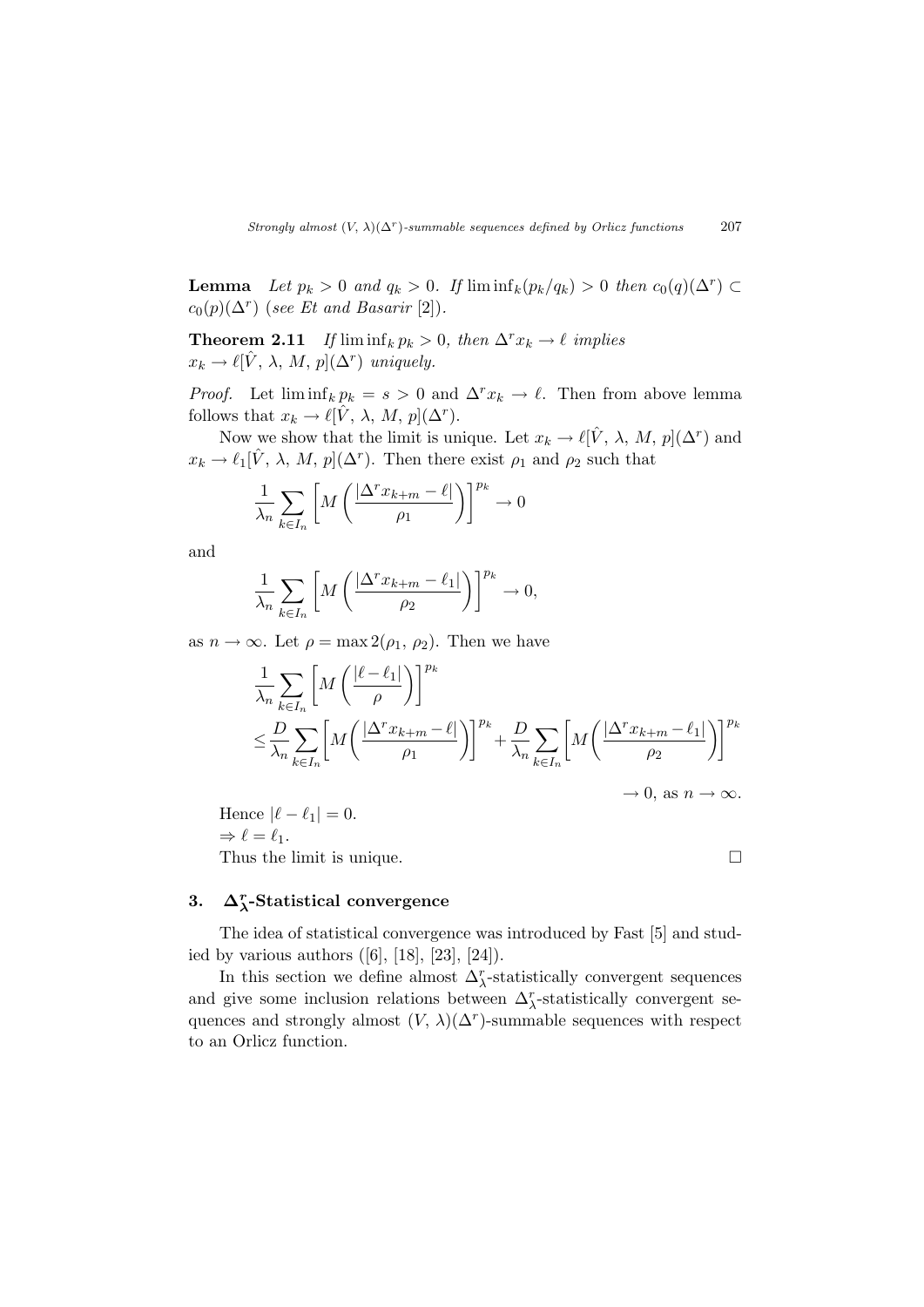**Lemma** *Let $p_k > 0$ and $q_k > 0$. If $\liminf_k (p_k/q_k) > 0$ then $c_0(q)(\Delta^r) \subset c_0(p)(\Delta^r)$ (see Et and Basarir [2]).*

**Theorem 2.11** *If $\liminf_k p_k > 0$, then $\Delta^r x_k \to \ell$ implies $x_k \to \ell[\hat{V}, \lambda, M, p](\Delta^r)$ uniquely.*

*Proof.* Let $\liminf_k p_k = s > 0$ and $\Delta^r x_k \to \ell$. Then from above lemma follows that $x_k \to \ell[\hat{V}, \lambda, M, p](\Delta^r)$.

Now we show that the limit is unique. Let $x_k \to \ell[\hat{V}, \lambda, M, p](\Delta^r)$ and $x_k \to \ell_1[\hat{V}, \lambda, M, p](\Delta^r)$. Then there exist $\rho_1$ and $\rho_2$ such that

$$\frac{1}{\lambda_n} \sum_{k \in I_n} \left[ M\left( \frac{|\Delta^r x_{k+m} - \ell|}{\rho_1} \right) \right]^{p_k} \to 0$$

and

$$\frac{1}{\lambda_n} \sum_{k \in I_n} \left[ M\left( \frac{|\Delta^r x_{k+m} - \ell_1|}{\rho_2} \right) \right]^{p_k} \to 0,$$

as $n \to \infty$. Let $\rho = \max 2(\rho_1, \rho_2)$. Then we have

$$\begin{aligned}
&\frac{1}{\lambda_n} \sum_{k \in I_n} \left[ M\left( \frac{|\ell - \ell_1|}{\rho} \right) \right]^{p_k} \\
&\leq \frac{D}{\lambda_n} \sum_{k \in I_n} \left[ M\left( \frac{|\Delta^r x_{k+m} - \ell|}{\rho_1} \right) \right]^{p_k} + \frac{D}{\lambda_n} \sum_{k \in I_n} \left[ M\left( \frac{|\Delta^r x_{k+m} - \ell_1|}{\rho_2} \right) \right]^{p_k} \\
&\to 0, \text{ as } n \to \infty.
\end{aligned}$$

Hence $|\ell - \ell_1| = 0$.
$\Rightarrow \ell = \ell_1$.
Thus the limit is unique. □

## 3. $\Delta^r_\lambda$-Statistical convergence

The idea of statistical convergence was introduced by Fast [5] and studied by various authors ([6], [18], [23], [24]).

In this section we define almost $\Delta^r_\lambda$-statistically convergent sequences and give some inclusion relations between $\Delta^r_\lambda$-statistically convergent sequences and strongly almost $(V, \lambda)(\Delta^r)$-summable sequences with respect to an Orlicz function.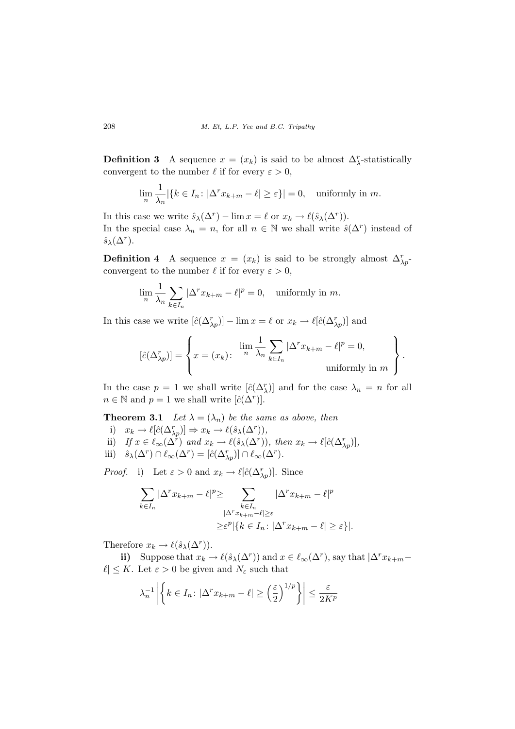**Definition 3** A sequence $x = (x_k)$ is said to be almost $\Delta^r_\lambda$-statistically convergent to the number $\ell$ if for every $\varepsilon > 0$,

$$\lim_n \frac{1}{\lambda_n} |\{k \in I_n \colon |\Delta^r x_{k+m} - \ell| \geq \varepsilon\}| = 0, \quad \text{uniformly in } m.$$

In this case we write $\hat{s}_\lambda(\Delta^r) - \lim x = \ell$ or $x_k \to \ell(\hat{s}_\lambda(\Delta^r))$.
In the special case $\lambda_n = n$, for all $n \in \mathbb{N}$ we shall write $\hat{s}(\Delta^r)$ instead of $\hat{s}_\lambda(\Delta^r)$.

**Definition 4** A sequence $x = (x_k)$ is said to be strongly almost $\Delta^r_{\lambda p}$-convergent to the number $\ell$ if for every $\varepsilon > 0$,

$$\lim_n \frac{1}{\lambda_n} \sum_{k \in I_n} |\Delta^r x_{k+m} - \ell|^p = 0, \quad \text{uniformly in } m.$$

In this case we write $[\hat{c}(\Delta^r_{\lambda p})] - \lim x = \ell$ or $x_k \to \ell[\hat{c}(\Delta^r_{\lambda p})]$ and

$$[\hat{c}(\Delta^r_{\lambda p})] = \left\{ x = (x_k) \colon \begin{array}{r} \lim_n \frac{1}{\lambda_n} \sum_{k \in I_n} |\Delta^r x_{k+m} - \ell|^p = 0, \\ \text{uniformly in } m \end{array} \right\}.$$

In the case $p = 1$ we shall write $[\hat{c}(\Delta^r_\lambda)]$ and for the case $\lambda_n = n$ for all $n \in \mathbb{N}$ and $p = 1$ we shall write $[\hat{c}(\Delta^r)]$.

**Theorem 3.1** *Let $\lambda = (\lambda_n)$ be the same as above, then*

i) $x_k \to \ell[\hat{c}(\Delta^r_{\lambda p})] \Rightarrow x_k \to \ell(\hat{s}_\lambda(\Delta^r))$,

ii) *If $x \in \ell_\infty(\Delta^r)$ and $x_k \to \ell(\hat{s}_\lambda(\Delta^r))$, then $x_k \to \ell[\hat{c}(\Delta^r_{\lambda p})]$,*

iii) $\hat{s}_\lambda(\Delta^r) \cap \ell_\infty(\Delta^r) = [\hat{c}(\Delta^r_{\lambda p})] \cap \ell_\infty(\Delta^r)$.

*Proof.* i) Let $\varepsilon > 0$ and $x_k \to \ell[\hat{c}(\Delta^r_{\lambda p})]$. Since

$$\sum_{k \in I_n} |\Delta^r x_{k+m} - \ell|^p \geq \sum_{\substack{k \in I_n \\ |\Delta^r x_{k+m} - \ell| \geq \varepsilon}} |\Delta^r x_{k+m} - \ell|^p$$
$$\geq \varepsilon^p |\{k \in I_n \colon |\Delta^r x_{k+m} - \ell| \geq \varepsilon\}|.$$

Therefore $x_k \to \ell(\hat{s}_\lambda(\Delta^r))$.

**ii)** Suppose that $x_k \to \ell(\hat{s}_\lambda(\Delta^r))$ and $x \in \ell_\infty(\Delta^r)$, say that $|\Delta^r x_{k+m} - \ell| \leq K$. Let $\varepsilon > 0$ be given and $N_\varepsilon$ such that

$$\lambda_n^{-1} \left| \left\{ k \in I_n \colon |\Delta^r x_{k+m} - \ell| \geq \left(\frac{\varepsilon}{2}\right)^{1/p} \right\} \right| \leq \frac{\varepsilon}{2K^p}$$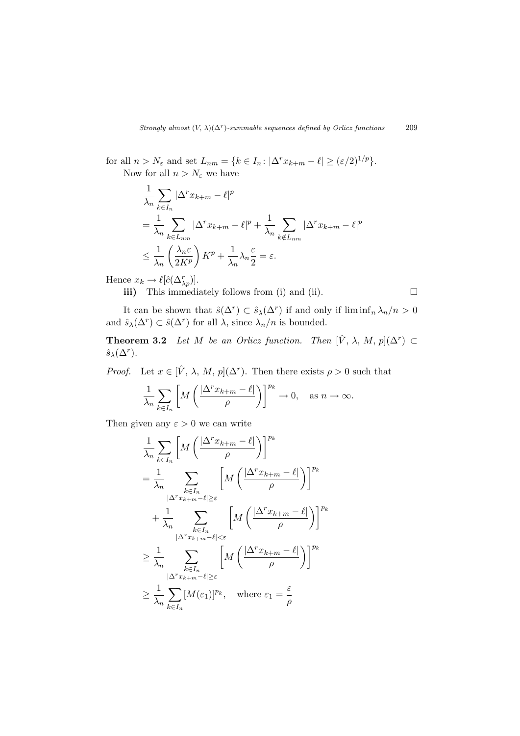for all $n > N_\varepsilon$ and set $L_{nm} = \{k \in I_n \colon |\Delta^r x_{k+m} - \ell| \geq (\varepsilon/2)^{1/p}\}$.

Now for all $n > N_\varepsilon$ we have

$$
\begin{aligned}
&\frac{1}{\lambda_n} \sum_{k \in I_n} |\Delta^r x_{k+m} - \ell|^p \\
&= \frac{1}{\lambda_n} \sum_{k \in L_{nm}} |\Delta^r x_{k+m} - \ell|^p + \frac{1}{\lambda_n} \sum_{k \notin L_{nm}} |\Delta^r x_{k+m} - \ell|^p \\
&\leq \frac{1}{\lambda_n} \left( \frac{\lambda_n \varepsilon}{2K^p} \right) K^p + \frac{1}{\lambda_n} \lambda_n \frac{\varepsilon}{2} = \varepsilon.
\end{aligned}
$$

Hence $x_k \to \ell[\hat{c}(\Delta^r_{\lambda p})]$.

**iii)** This immediately follows from (i) and (ii). □

It can be shown that $\hat{s}(\Delta^r) \subset \hat{s}_\lambda(\Delta^r)$ if and only if $\liminf_n \lambda_n/n > 0$ and $\hat{s}_\lambda(\Delta^r) \subset \hat{s}(\Delta^r)$ for all $\lambda$, since $\lambda_n/n$ is bounded.

**Theorem 3.2** *Let $M$ be an Orlicz function. Then $[\hat{V}, \lambda, M, p](\Delta^r) \subset \hat{s}_\lambda(\Delta^r)$.*

*Proof.* Let $x \in [\hat{V}, \lambda, M, p](\Delta^r)$. Then there exists $\rho > 0$ such that

$$
\frac{1}{\lambda_n} \sum_{k \in I_n} \left[ M\left( \frac{|\Delta^r x_{k+m} - \ell|}{\rho} \right) \right]^{p_k} \to 0, \quad \text{as } n \to \infty.
$$

Then given any $\varepsilon > 0$ we can write

$$
\begin{aligned}
&\frac{1}{\lambda_n} \sum_{k \in I_n} \left[ M\left( \frac{|\Delta^r x_{k+m} - \ell|}{\rho} \right) \right]^{p_k} \\
&= \frac{1}{\lambda_n} \sum_{\substack{k \in I_n \\ |\Delta^r x_{k+m} - \ell| \geq \varepsilon}} \left[ M\left( \frac{|\Delta^r x_{k+m} - \ell|}{\rho} \right) \right]^{p_k} \\
&\quad + \frac{1}{\lambda_n} \sum_{\substack{k \in I_n \\ |\Delta^r x_{k+m} - \ell| < \varepsilon}} \left[ M\left( \frac{|\Delta^r x_{k+m} - \ell|}{\rho} \right) \right]^{p_k} \\
&\geq \frac{1}{\lambda_n} \sum_{\substack{k \in I_n \\ |\Delta^r x_{k+m} - \ell| \geq \varepsilon}} \left[ M\left( \frac{|\Delta^r x_{k+m} - \ell|}{\rho} \right) \right]^{p_k} \\
&\geq \frac{1}{\lambda_n} \sum_{k \in I_n} [M(\varepsilon_1)]^{p_k}, \quad \text{where } \varepsilon_1 = \frac{\varepsilon}{\rho}
\end{aligned}
$$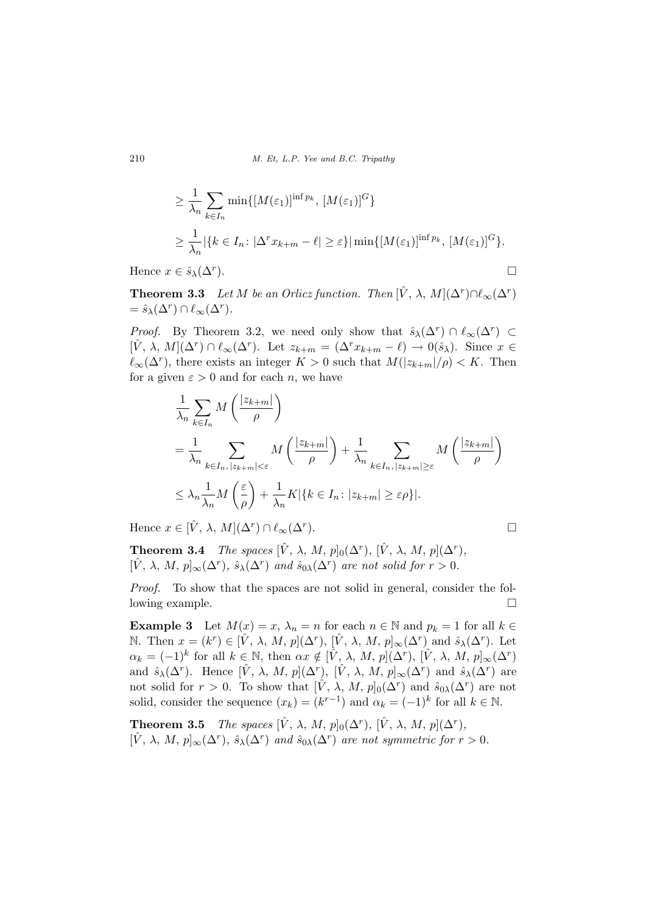$$\geq \frac{1}{\lambda_n} \sum_{k \in I_n} \min\{[M(\varepsilon_1)]^{\inf p_k},\, [M(\varepsilon_1)]^G\}$$

$$\geq \frac{1}{\lambda_n} |\{k \in I_n \colon |\Delta^r x_{k+m} - \ell| \geq \varepsilon\}| \min\{[M(\varepsilon_1)]^{\inf p_k},\, [M(\varepsilon_1)]^G\}.$$

Hence $x \in \hat{s}_\lambda(\Delta^r)$. $\square$

**Theorem 3.3** *Let $M$ be an Orlicz function. Then $[\hat{V},\, \lambda,\, M](\Delta^r) \cap \ell_\infty(\Delta^r) = \hat{s}_\lambda(\Delta^r) \cap \ell_\infty(\Delta^r)$.*

*Proof.* By Theorem 3.2, we need only show that $\hat{s}_\lambda(\Delta^r) \cap \ell_\infty(\Delta^r) \subset [\hat{V},\, \lambda,\, M](\Delta^r) \cap \ell_\infty(\Delta^r)$. Let $z_{k+m} = (\Delta^r x_{k+m} - \ell) \to 0(\hat{s}_\lambda)$. Since $x \in \ell_\infty(\Delta^r)$, there exists an integer $K > 0$ such that $M(|z_{k+m}|/\rho) < K$. Then for a given $\varepsilon > 0$ and for each $n$, we have

$$\frac{1}{\lambda_n} \sum_{k \in I_n} M\left(\frac{|z_{k+m}|}{\rho}\right)$$

$$= \frac{1}{\lambda_n} \sum_{k \in I_n,\, |z_{k+m}| < \varepsilon} M\left(\frac{|z_{k+m}|}{\rho}\right) + \frac{1}{\lambda_n} \sum_{k \in I_n,\, |z_{k+m}| \geq \varepsilon} M\left(\frac{|z_{k+m}|}{\rho}\right)$$

$$\leq \lambda_n \frac{1}{\lambda_n} M\left(\frac{\varepsilon}{\rho}\right) + \frac{1}{\lambda_n} K |\{k \in I_n \colon |z_{k+m}| \geq \varepsilon\rho\}|.$$

Hence $x \in [\hat{V},\, \lambda,\, M](\Delta^r) \cap \ell_\infty(\Delta^r)$. $\square$

**Theorem 3.4** *The spaces $[\hat{V},\, \lambda,\, M,\, p]_0(\Delta^r)$, $[\hat{V},\, \lambda,\, M,\, p](\Delta^r)$, $[\hat{V},\, \lambda,\, M,\, p]_\infty(\Delta^r)$, $\hat{s}_\lambda(\Delta^r)$ and $\hat{s}_{0\lambda}(\Delta^r)$ are not solid for $r > 0$.*

*Proof.* To show that the spaces are not solid in general, consider the following example. $\square$

**Example 3** Let $M(x) = x$, $\lambda_n = n$ for each $n \in \mathbb{N}$ and $p_k = 1$ for all $k \in \mathbb{N}$. Then $x = (k^r) \in [\hat{V},\, \lambda,\, M,\, p](\Delta^r)$, $[\hat{V},\, \lambda,\, M,\, p]_\infty(\Delta^r)$ and $\hat{s}_\lambda(\Delta^r)$. Let $\alpha_k = (-1)^k$ for all $k \in \mathbb{N}$, then $\alpha x \notin [\hat{V},\, \lambda,\, M,\, p](\Delta^r)$, $[\hat{V},\, \lambda,\, M,\, p]_\infty(\Delta^r)$ and $\hat{s}_\lambda(\Delta^r)$. Hence $[\hat{V},\, \lambda,\, M,\, p](\Delta^r)$, $[\hat{V},\, \lambda,\, M,\, p]_\infty(\Delta^r)$ and $\hat{s}_\lambda(\Delta^r)$ are not solid for $r > 0$. To show that $[\hat{V},\, \lambda,\, M,\, p]_0(\Delta^r)$ and $\hat{s}_{0\lambda}(\Delta^r)$ are not solid, consider the sequence $(x_k) = (k^{r-1})$ and $\alpha_k = (-1)^k$ for all $k \in \mathbb{N}$.

**Theorem 3.5** *The spaces $[\hat{V},\, \lambda,\, M,\, p]_0(\Delta^r)$, $[\hat{V},\, \lambda,\, M,\, p](\Delta^r)$, $[\hat{V},\, \lambda,\, M,\, p]_\infty(\Delta^r)$, $\hat{s}_\lambda(\Delta^r)$ and $\hat{s}_{0\lambda}(\Delta^r)$ are not symmetric for $r > 0$.*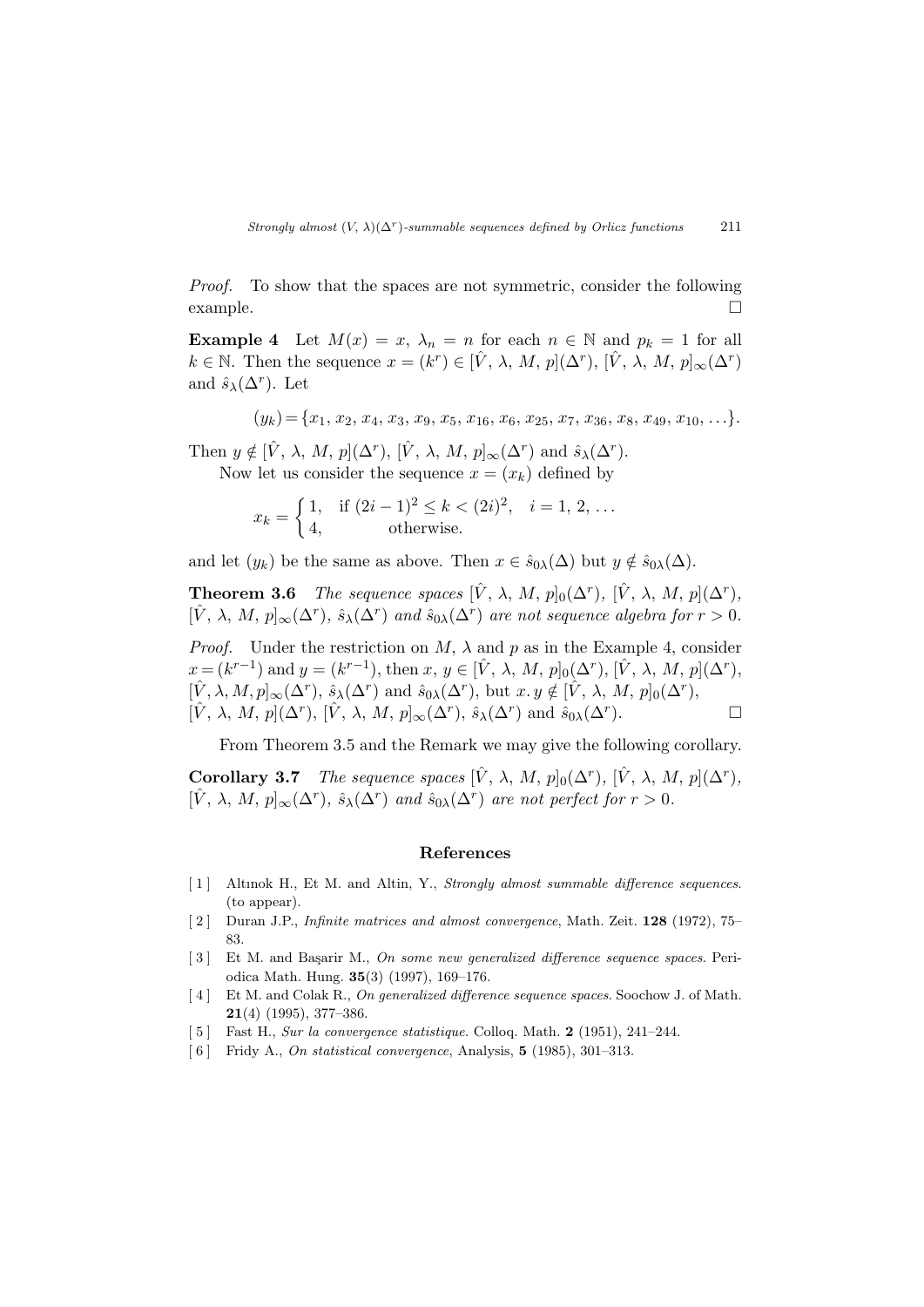*Proof.* To show that the spaces are not symmetric, consider the following example. $\square$

**Example 4** Let $M(x) = x$, $\lambda_n = n$ for each $n \in \mathbb{N}$ and $p_k = 1$ for all $k \in \mathbb{N}$. Then the sequence $x = (k^r) \in [\hat{V}, \lambda, M, p](\Delta^r)$, $[\hat{V}, \lambda, M, p]_\infty(\Delta^r)$ and $\hat{s}_\lambda(\Delta^r)$. Let

$$(y_k) = \{x_1, x_2, x_4, x_3, x_9, x_5, x_{16}, x_6, x_{25}, x_7, x_{36}, x_8, x_{49}, x_{10}, \ldots\}.$$

Then $y \notin [\hat{V}, \lambda, M, p](\Delta^r)$, $[\hat{V}, \lambda, M, p]_\infty(\Delta^r)$ and $\hat{s}_\lambda(\Delta^r)$.

Now let us consider the sequence $x = (x_k)$ defined by

$$x_k = \begin{cases} 1, & \text{if } (2i-1)^2 \le k < (2i)^2, \quad i = 1, 2, \ldots \\ 4, & \text{otherwise.} \end{cases}$$

and let $(y_k)$ be the same as above. Then $x \in \hat{s}_{0\lambda}(\Delta)$ but $y \notin \hat{s}_{0\lambda}(\Delta)$.

**Theorem 3.6** *The sequence spaces $[\hat{V}, \lambda, M, p]_0(\Delta^r)$, $[\hat{V}, \lambda, M, p](\Delta^r)$, $[\hat{V}, \lambda, M, p]_\infty(\Delta^r)$, $\hat{s}_\lambda(\Delta^r)$ and $\hat{s}_{0\lambda}(\Delta^r)$ are not sequence algebra for $r > 0$.*

*Proof.* Under the restriction on $M$, $\lambda$ and $p$ as in the Example 4, consider $x = (k^{r-1})$ and $y = (k^{r-1})$, then $x, y \in [\hat{V}, \lambda, M, p]_0(\Delta^r)$, $[\hat{V}, \lambda, M, p](\Delta^r)$, $[\hat{V}, \lambda, M, p]_\infty(\Delta^r)$, $\hat{s}_\lambda(\Delta^r)$ and $\hat{s}_{0\lambda}(\Delta^r)$, but $x.y \notin [\hat{V}, \lambda, M, p]_0(\Delta^r)$, $[\hat{V}, \lambda, M, p](\Delta^r)$, $[\hat{V}, \lambda, M, p]_\infty(\Delta^r)$, $\hat{s}_\lambda(\Delta^r)$ and $\hat{s}_{0\lambda}(\Delta^r)$. $\square$

From Theorem 3.5 and the Remark we may give the following corollary.

**Corollary 3.7** *The sequence spaces $[\hat{V}, \lambda, M, p]_0(\Delta^r)$, $[\hat{V}, \lambda, M, p](\Delta^r)$, $[\hat{V}, \lambda, M, p]_\infty(\Delta^r)$, $\hat{s}_\lambda(\Delta^r)$ and $\hat{s}_{0\lambda}(\Delta^r)$ are not perfect for $r > 0$.*

## References

[1] Altınok H., Et M. and Altin, Y., *Strongly almost summable difference sequences.* (to appear).

[2] Duran J.P., *Infinite matrices and almost convergence*, Math. Zeit. **128** (1972), 75–83.

[3] Et M. and Başarir M., *On some new generalized difference sequence spaces.* Periodica Math. Hung. **35**(3) (1997), 169–176.

[4] Et M. and Colak R., *On generalized difference sequence spaces.* Soochow J. of Math. **21**(4) (1995), 377–386.

[5] Fast H., *Sur la convergence statistique.* Colloq. Math. **2** (1951), 241–244.

[6] Fridy A., *On statistical convergence*, Analysis, **5** (1985), 301–313.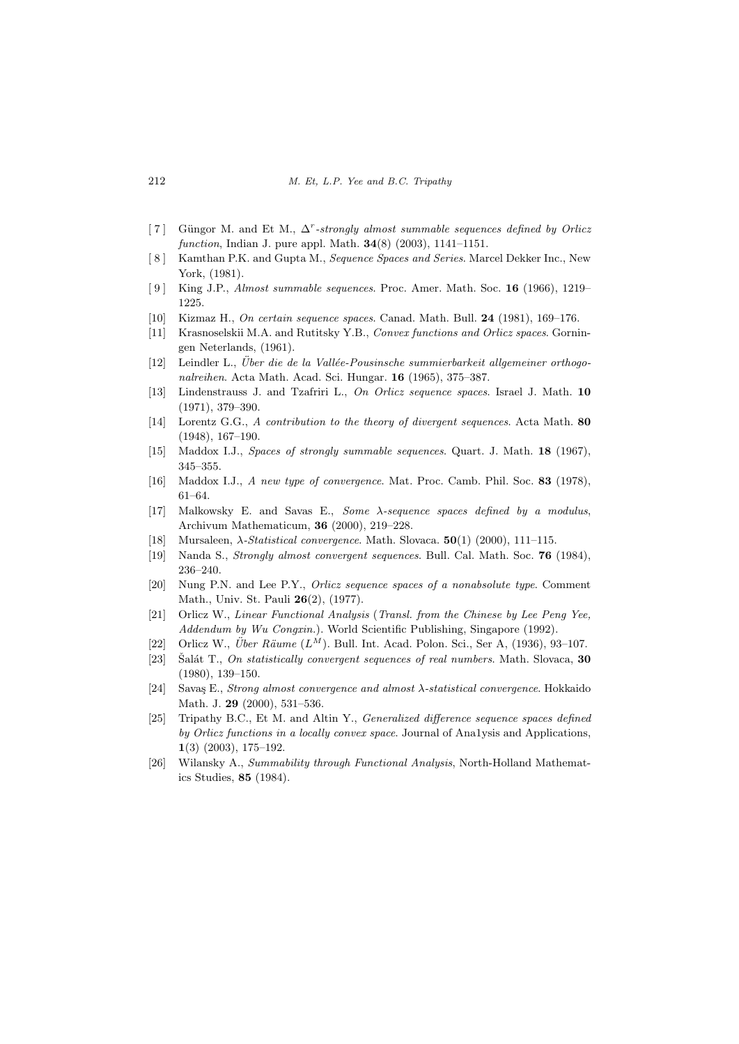[7] Güngor M. and Et M., *$\Delta^r$-strongly almost summable sequences defined by Orlicz function*, Indian J. pure appl. Math. **34**(8) (2003), 1141–1151.

[8] Kamthan P.K. and Gupta M., *Sequence Spaces and Series*. Marcel Dekker Inc., New York, (1981).

[9] King J.P., *Almost summable sequences*. Proc. Amer. Math. Soc. **16** (1966), 1219–1225.

[10] Kizmaz H., *On certain sequence spaces*. Canad. Math. Bull. **24** (1981), 169–176.

[11] Krasnoselskii M.A. and Rutitsky Y.B., *Convex functions and Orlicz spaces*. Gorningen Neterlands, (1961).

[12] Leindler L., *Über die de la Vallée-Pousinsche summierbarkeit allgemeiner orthogonalreihen*. Acta Math. Acad. Sci. Hungar. **16** (1965), 375–387.

[13] Lindenstrauss J. and Tzafriri L., *On Orlicz sequence spaces*. Israel J. Math. **10** (1971), 379–390.

[14] Lorentz G.G., *A contribution to the theory of divergent sequences*. Acta Math. **80** (1948), 167–190.

[15] Maddox I.J., *Spaces of strongly summable sequences*. Quart. J. Math. **18** (1967), 345–355.

[16] Maddox I.J., *A new type of convergence*. Mat. Proc. Camb. Phil. Soc. **83** (1978), 61–64.

[17] Malkowsky E. and Savas E., *Some $\lambda$-sequence spaces defined by a modulus*, Archivum Mathematicum, **36** (2000), 219–228.

[18] Mursaleen, *$\lambda$-Statistical convergence*. Math. Slovaca. **50**(1) (2000), 111–115.

[19] Nanda S., *Strongly almost convergent sequences*. Bull. Cal. Math. Soc. **76** (1984), 236–240.

[20] Nung P.N. and Lee P.Y., *Orlicz sequence spaces of a nonabsolute type*. Comment Math., Univ. St. Pauli **26**(2), (1977).

[21] Orlicz W., *Linear Functional Analysis* (*Transl. from the Chinese by Lee Peng Yee, Addendum by Wu Congxin.*). World Scientific Publishing, Singapore (1992).

[22] Orlicz W., *Über Räume* ($L^M$). Bull. Int. Acad. Polon. Sci., Ser A, (1936), 93–107.

[23] Šalát T., *On statistically convergent sequences of real numbers*. Math. Slovaca, **30** (1980), 139–150.

[24] Savaş E., *Strong almost convergence and almost $\lambda$-statistical convergence*. Hokkaido Math. J. **29** (2000), 531–536.

[25] Tripathy B.C., Et M. and Altin Y., *Generalized difference sequence spaces defined by Orlicz functions in a locally convex space*. Journal of Ana1ysis and Applications, **1**(3) (2003), 175–192.

[26] Wilansky A., *Summability through Functional Analysis*, North-Holland Mathematics Studies, **85** (1984).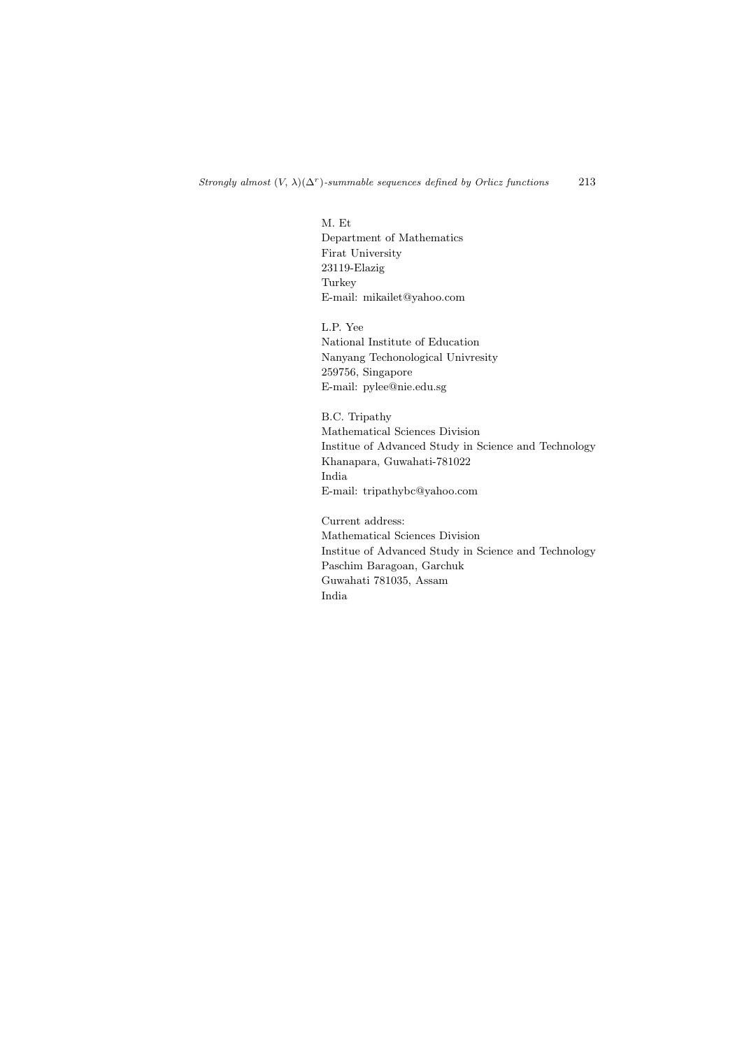M. Et
Department of Mathematics
Firat University
23119-Elazig
Turkey
E-mail: mikailet@yahoo.com

L.P. Yee
National Institute of Education
Nanyang Techonological Univresity
259756, Singapore
E-mail: pylee@nie.edu.sg

B.C. Tripathy
Mathematical Sciences Division
Institue of Advanced Study in Science and Technology
Khanapara, Guwahati-781022
India
E-mail: tripathybc@yahoo.com

Current address:
Mathematical Sciences Division
Institue of Advanced Study in Science and Technology
Paschim Baragoan, Garchuk
Guwahati 781035, Assam
India